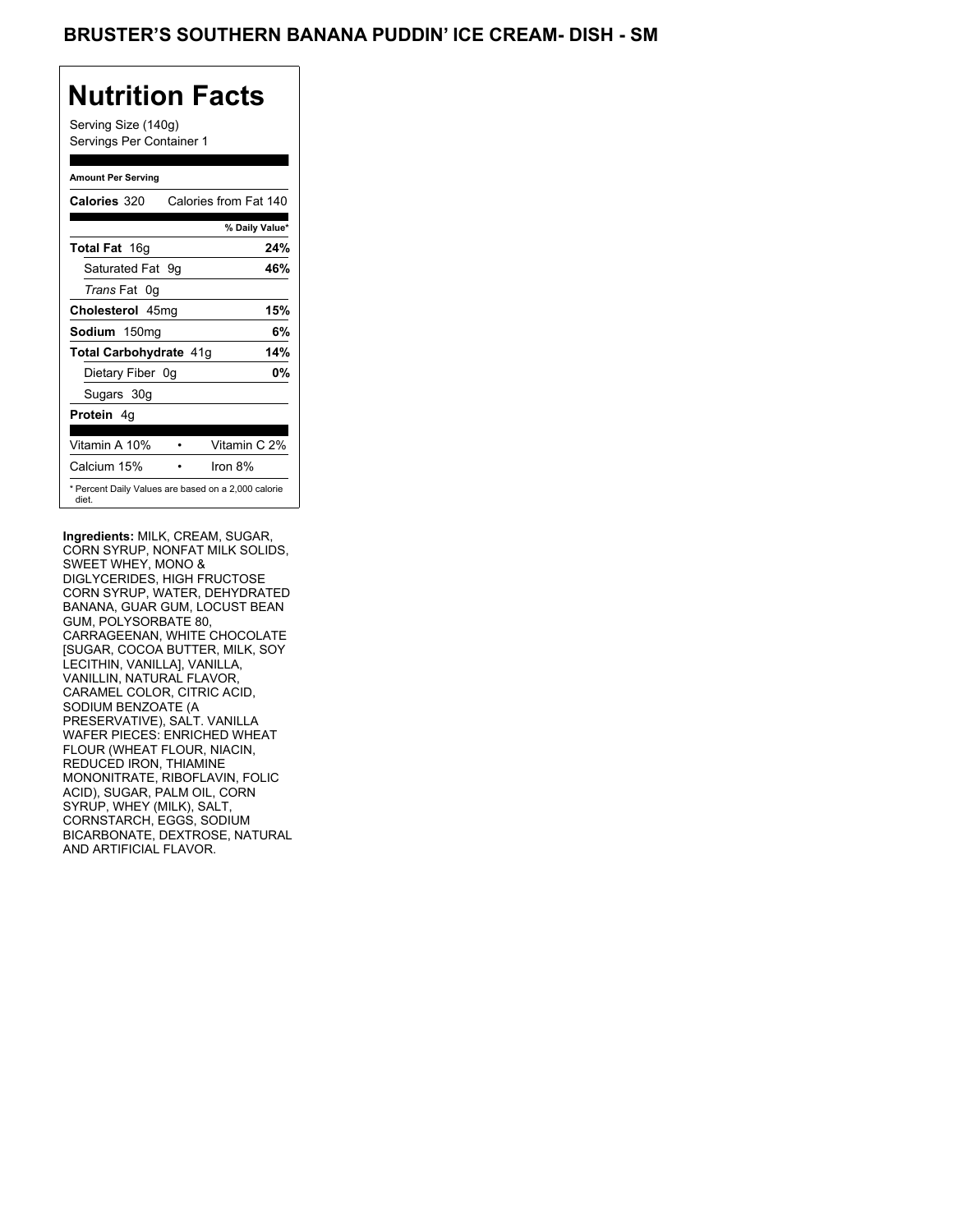# BRUSTER'S SOUTHERN BANANA PUDDIN' ICE CREAM- DISH - SM

## Nutrition Facts

Serving Size (140g)
Servings Per Container 1

**Amount Per Serving**

| | |
|---|---|
| **Calories** 320 | Calories from Fat 140 |
| | **% Daily Value*** |
| **Total Fat** 16g | **24%** |
| Saturated Fat 9g | **46%** |
| *Trans* Fat 0g | |
| **Cholesterol** 45mg | **15%** |
| **Sodium** 150mg | **6%** |
| **Total Carbohydrate** 41g | **14%** |
| Dietary Fiber 0g | **0%** |
| Sugars 30g | |
| **Protein** 4g | |
| Vitamin A 10% • | Vitamin C 2% |
| Calcium 15% • | Iron 8% |

\* Percent Daily Values are based on a 2,000 calorie diet.

**Ingredients:** MILK, CREAM, SUGAR, CORN SYRUP, NONFAT MILK SOLIDS, SWEET WHEY, MONO & DIGLYCERIDES, HIGH FRUCTOSE CORN SYRUP, WATER, DEHYDRATED BANANA, GUAR GUM, LOCUST BEAN GUM, POLYSORBATE 80, CARRAGEENAN, WHITE CHOCOLATE [SUGAR, COCOA BUTTER, MILK, SOY LECITHIN, VANILLA], VANILLA, VANILLIN, NATURAL FLAVOR, CARAMEL COLOR, CITRIC ACID, SODIUM BENZOATE (A PRESERVATIVE), SALT. VANILLA WAFER PIECES: ENRICHED WHEAT FLOUR (WHEAT FLOUR, NIACIN, REDUCED IRON, THIAMINE MONONITRATE, RIBOFLAVIN, FOLIC ACID), SUGAR, PALM OIL, CORN SYRUP, WHEY (MILK), SALT, CORNSTARCH, EGGS, SODIUM BICARBONATE, DEXTROSE, NATURAL AND ARTIFICIAL FLAVOR.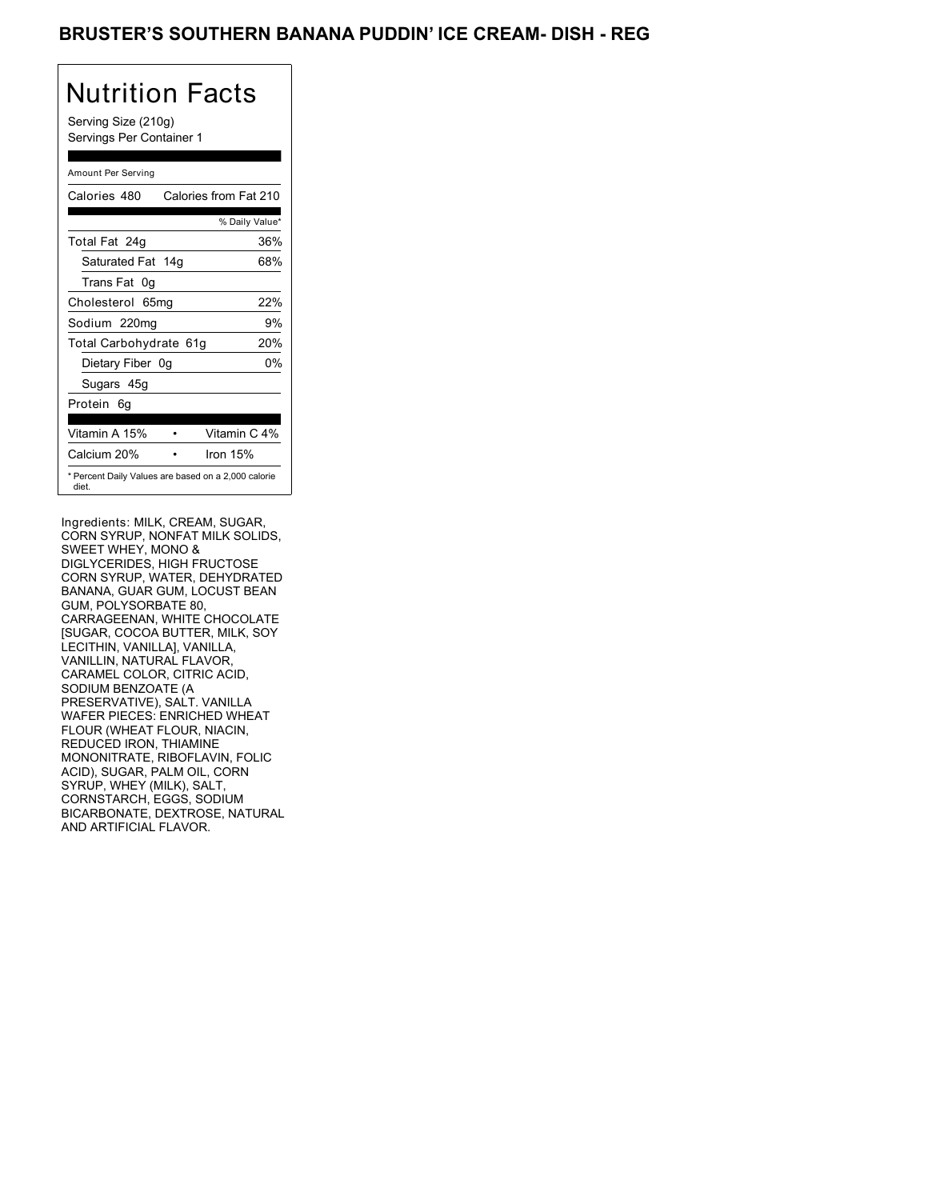## BRUSTER'S SOUTHERN BANANA PUDDIN' ICE CREAM- DISH - REG

# Nutrition Facts

Serving Size (210g)
Servings Per Container 1

Amount Per Serving

| Calories 480 | Calories from Fat 210 |
|---|---|
| | % Daily Value* |
| Total Fat 24g | 36% |
| Saturated Fat 14g | 68% |
| Trans Fat 0g | |
| Cholesterol 65mg | 22% |
| Sodium 220mg | 9% |
| Total Carbohydrate 61g | 20% |
| Dietary Fiber 0g | 0% |
| Sugars 45g | |
| Protein 6g | |

| | | |
|---|---|---|
| Vitamin A 15% | • | Vitamin C 4% |
| Calcium 20% | • | Iron 15% |

* Percent Daily Values are based on a 2,000 calorie diet.

Ingredients: MILK, CREAM, SUGAR, CORN SYRUP, NONFAT MILK SOLIDS, SWEET WHEY, MONO & DIGLYCERIDES, HIGH FRUCTOSE CORN SYRUP, WATER, DEHYDRATED BANANA, GUAR GUM, LOCUST BEAN GUM, POLYSORBATE 80, CARRAGEENAN, WHITE CHOCOLATE [SUGAR, COCOA BUTTER, MILK, SOY LECITHIN, VANILLA], VANILLA, VANILLIN, NATURAL FLAVOR, CARAMEL COLOR, CITRIC ACID, SODIUM BENZOATE (A PRESERVATIVE), SALT. VANILLA WAFER PIECES: ENRICHED WHEAT FLOUR (WHEAT FLOUR, NIACIN, REDUCED IRON, THIAMINE MONONITRATE, RIBOFLAVIN, FOLIC ACID), SUGAR, PALM OIL, CORN SYRUP, WHEY (MILK), SALT, CORNSTARCH, EGGS, SODIUM BICARBONATE, DEXTROSE, NATURAL AND ARTIFICIAL FLAVOR.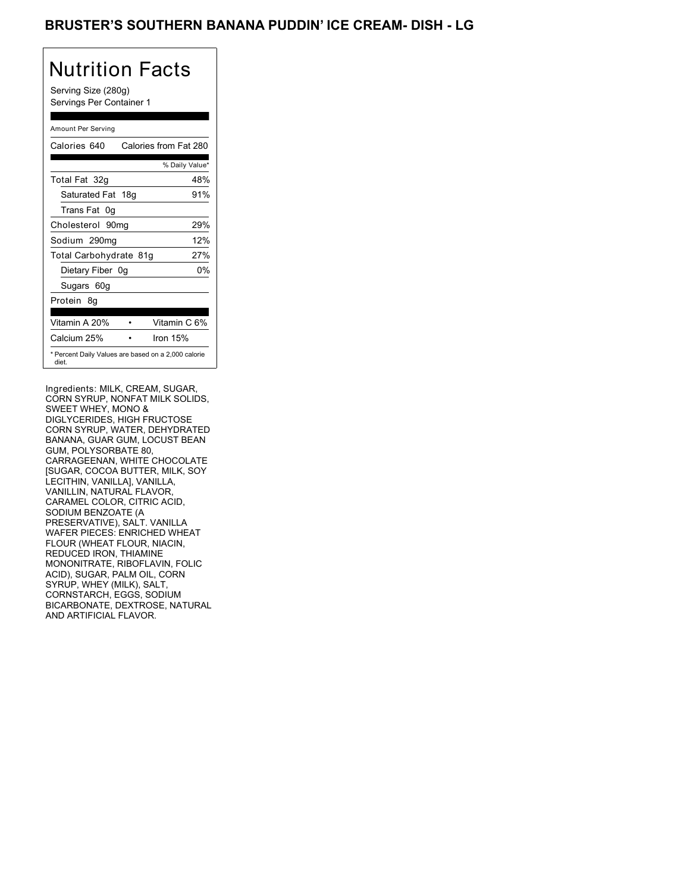## BRUSTER'S SOUTHERN BANANA PUDDIN' ICE CREAM- DISH - LG

# Nutrition Facts

Serving Size (280g)
Servings Per Container 1

Amount Per Serving

| Calories 640 | Calories from Fat 280 |
|---|---|
| | % Daily Value* |
| Total Fat 32g | 48% |
| Saturated Fat 18g | 91% |
| Trans Fat 0g | |
| Cholesterol 90mg | 29% |
| Sodium 290mg | 12% |
| Total Carbohydrate 81g | 27% |
| Dietary Fiber 0g | 0% |
| Sugars 60g | |
| Protein 8g | |

| Vitamin A 20% | • | Vitamin C 6% |
|---|---|---|
| Calcium 25% | • | Iron 15% |

* Percent Daily Values are based on a 2,000 calorie diet.

Ingredients: MILK, CREAM, SUGAR, CORN SYRUP, NONFAT MILK SOLIDS, SWEET WHEY, MONO & DIGLYCERIDES, HIGH FRUCTOSE CORN SYRUP, WATER, DEHYDRATED BANANA, GUAR GUM, LOCUST BEAN GUM, POLYSORBATE 80, CARRAGEENAN, WHITE CHOCOLATE [SUGAR, COCOA BUTTER, MILK, SOY LECITHIN, VANILLA], VANILLA, VANILLIN, NATURAL FLAVOR, CARAMEL COLOR, CITRIC ACID, SODIUM BENZOATE (A PRESERVATIVE), SALT. VANILLA WAFER PIECES: ENRICHED WHEAT FLOUR (WHEAT FLOUR, NIACIN, REDUCED IRON, THIAMINE MONONITRATE, RIBOFLAVIN, FOLIC ACID), SUGAR, PALM OIL, CORN SYRUP, WHEY (MILK), SALT, CORNSTARCH, EGGS, SODIUM BICARBONATE, DEXTROSE, NATURAL AND ARTIFICIAL FLAVOR.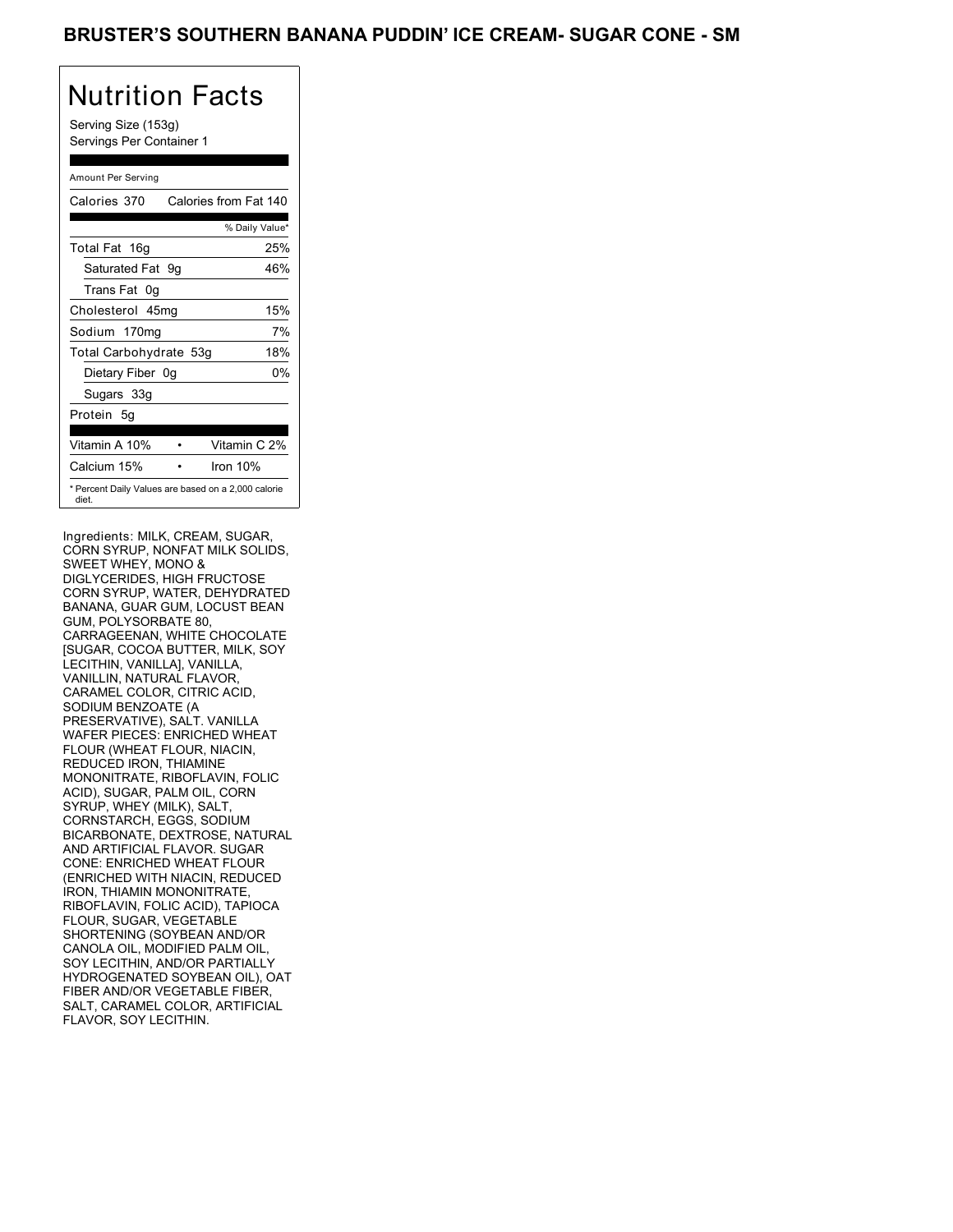# BRUSTER'S SOUTHERN BANANA PUDDIN' ICE CREAM- SUGAR CONE - SM

## Nutrition Facts

Serving Size (153g)
Servings Per Container 1

Amount Per Serving

| Calories 370 | Calories from Fat 140 |
|---|---|
| | % Daily Value* |
| Total Fat 16g | 25% |
| Saturated Fat 9g | 46% |
| Trans Fat 0g | |
| Cholesterol 45mg | 15% |
| Sodium 170mg | 7% |
| Total Carbohydrate 53g | 18% |
| Dietary Fiber 0g | 0% |
| Sugars 33g | |
| Protein 5g | |
| Vitamin A 10% | Vitamin C 2% |
| Calcium 15% | Iron 10% |

\* Percent Daily Values are based on a 2,000 calorie diet.

Ingredients: MILK, CREAM, SUGAR, CORN SYRUP, NONFAT MILK SOLIDS, SWEET WHEY, MONO & DIGLYCERIDES, HIGH FRUCTOSE CORN SYRUP, WATER, DEHYDRATED BANANA, GUAR GUM, LOCUST BEAN GUM, POLYSORBATE 80, CARRAGEENAN, WHITE CHOCOLATE [SUGAR, COCOA BUTTER, MILK, SOY LECITHIN, VANILLA], VANILLA, VANILLIN, NATURAL FLAVOR, CARAMEL COLOR, CITRIC ACID, SODIUM BENZOATE (A PRESERVATIVE), SALT. VANILLA WAFER PIECES: ENRICHED WHEAT FLOUR (WHEAT FLOUR, NIACIN, REDUCED IRON, THIAMINE MONONITRATE, RIBOFLAVIN, FOLIC ACID), SUGAR, PALM OIL, CORN SYRUP, WHEY (MILK), SALT, CORNSTARCH, EGGS, SODIUM BICARBONATE, DEXTROSE, NATURAL AND ARTIFICIAL FLAVOR. SUGAR CONE: ENRICHED WHEAT FLOUR (ENRICHED WITH NIACIN, REDUCED IRON, THIAMIN MONONITRATE, RIBOFLAVIN, FOLIC ACID), TAPIOCA FLOUR, SUGAR, VEGETABLE SHORTENING (SOYBEAN AND/OR CANOLA OIL, MODIFIED PALM OIL, SOY LECITHIN, AND/OR PARTIALLY HYDROGENATED SOYBEAN OIL), OAT FIBER AND/OR VEGETABLE FIBER, SALT, CARAMEL COLOR, ARTIFICIAL FLAVOR, SOY LECITHIN.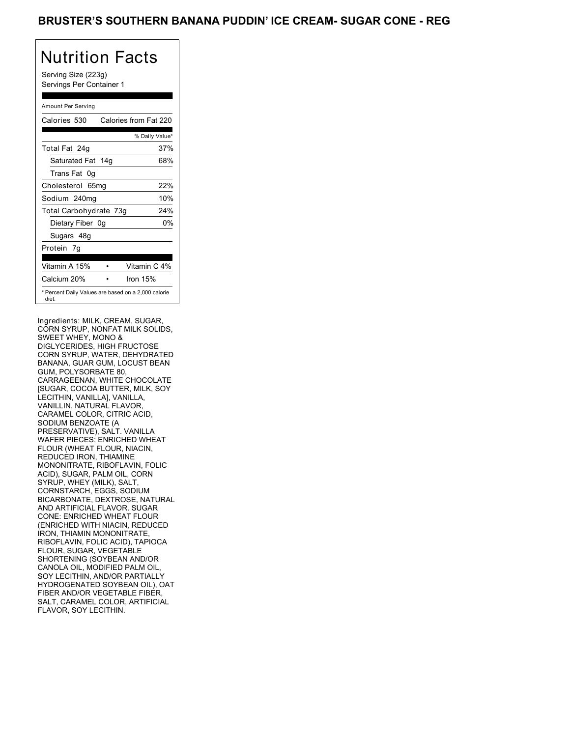# BRUSTER'S SOUTHERN BANANA PUDDIN' ICE CREAM- SUGAR CONE - REG

## Nutrition Facts

Serving Size (223g)
Servings Per Container 1

Amount Per Serving

| Calories 530 | Calories from Fat 220 |
|---|---|
| | % Daily Value* |
| Total Fat 24g | 37% |
| Saturated Fat 14g | 68% |
| Trans Fat 0g | |
| Cholesterol 65mg | 22% |
| Sodium 240mg | 10% |
| Total Carbohydrate 73g | 24% |
| Dietary Fiber 0g | 0% |
| Sugars 48g | |
| Protein 7g | |

| Vitamin A 15% | • | Vitamin C 4% |
|---|---|---|
| Calcium 20% | • | Iron 15% |

* Percent Daily Values are based on a 2,000 calorie diet.

Ingredients: MILK, CREAM, SUGAR, CORN SYRUP, NONFAT MILK SOLIDS, SWEET WHEY, MONO & DIGLYCERIDES, HIGH FRUCTOSE CORN SYRUP, WATER, DEHYDRATED BANANA, GUAR GUM, LOCUST BEAN GUM, POLYSORBATE 80, CARRAGEENAN, WHITE CHOCOLATE [SUGAR, COCOA BUTTER, MILK, SOY LECITHIN, VANILLA], VANILLA, VANILLIN, NATURAL FLAVOR, CARAMEL COLOR, CITRIC ACID, SODIUM BENZOATE (A PRESERVATIVE), SALT. VANILLA WAFER PIECES: ENRICHED WHEAT FLOUR (WHEAT FLOUR, NIACIN, REDUCED IRON, THIAMINE MONONITRATE, RIBOFLAVIN, FOLIC ACID), SUGAR, PALM OIL, CORN SYRUP, WHEY (MILK), SALT, CORNSTARCH, EGGS, SODIUM BICARBONATE, DEXTROSE, NATURAL AND ARTIFICIAL FLAVOR. SUGAR CONE: ENRICHED WHEAT FLOUR (ENRICHED WITH NIACIN, REDUCED IRON, THIAMIN MONONITRATE, RIBOFLAVIN, FOLIC ACID), TAPIOCA FLOUR, SUGAR, VEGETABLE SHORTENING (SOYBEAN AND/OR CANOLA OIL, MODIFIED PALM OIL, SOY LECITHIN, AND/OR PARTIALLY HYDROGENATED SOYBEAN OIL), OAT FIBER AND/OR VEGETABLE FIBER, SALT, CARAMEL COLOR, ARTIFICIAL FLAVOR, SOY LECITHIN.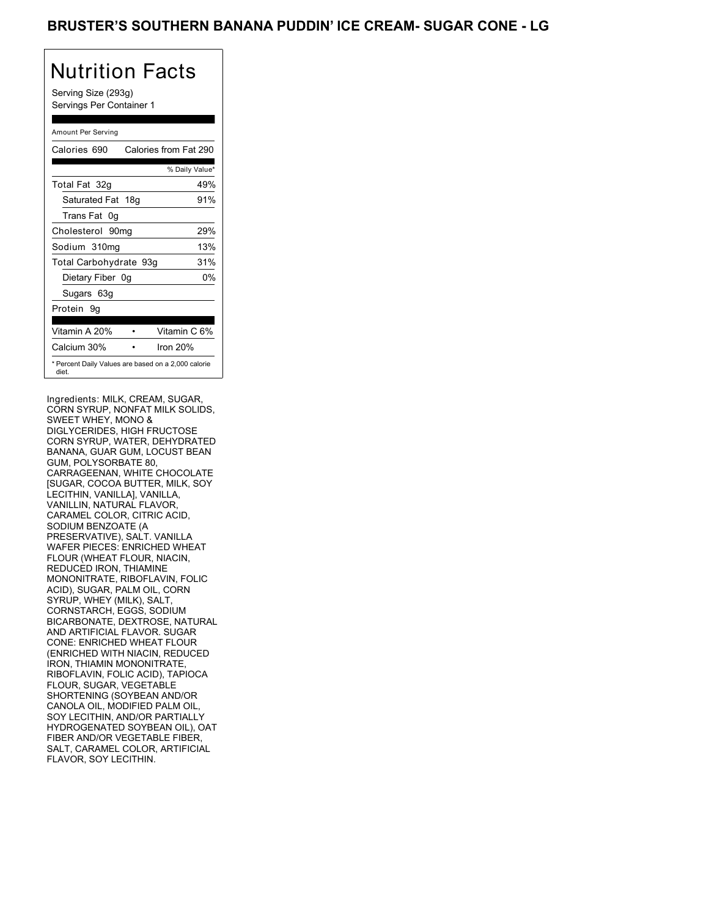# BRUSTER'S SOUTHERN BANANA PUDDIN' ICE CREAM- SUGAR CONE - LG

## Nutrition Facts

Serving Size (293g)
Servings Per Container 1

Amount Per Serving

| Calories 690 | Calories from Fat 290 |
|---|---|
| | % Daily Value* |
| Total Fat 32g | 49% |
| Saturated Fat 18g | 91% |
| Trans Fat 0g | |
| Cholesterol 90mg | 29% |
| Sodium 310mg | 13% |
| Total Carbohydrate 93g | 31% |
| Dietary Fiber 0g | 0% |
| Sugars 63g | |
| Protein 9g | |
| Vitamin A 20% | Vitamin C 6% |
| Calcium 30% | Iron 20% |

* Percent Daily Values are based on a 2,000 calorie diet.

Ingredients: MILK, CREAM, SUGAR, CORN SYRUP, NONFAT MILK SOLIDS, SWEET WHEY, MONO & DIGLYCERIDES, HIGH FRUCTOSE CORN SYRUP, WATER, DEHYDRATED BANANA, GUAR GUM, LOCUST BEAN GUM, POLYSORBATE 80, CARRAGEENAN, WHITE CHOCOLATE [SUGAR, COCOA BUTTER, MILK, SOY LECITHIN, VANILLA], VANILLA, VANILLIN, NATURAL FLAVOR, CARAMEL COLOR, CITRIC ACID, SODIUM BENZOATE (A PRESERVATIVE), SALT. VANILLA WAFER PIECES: ENRICHED WHEAT FLOUR (WHEAT FLOUR, NIACIN, REDUCED IRON, THIAMINE MONONITRATE, RIBOFLAVIN, FOLIC ACID), SUGAR, PALM OIL, CORN SYRUP, WHEY (MILK), SALT, CORNSTARCH, EGGS, SODIUM BICARBONATE, DEXTROSE, NATURAL AND ARTIFICIAL FLAVOR. SUGAR CONE: ENRICHED WHEAT FLOUR (ENRICHED WITH NIACIN, REDUCED IRON, THIAMIN MONONITRATE, RIBOFLAVIN, FOLIC ACID), TAPIOCA FLOUR, SUGAR, VEGETABLE SHORTENING (SOYBEAN AND/OR CANOLA OIL, MODIFIED PALM OIL, SOY LECITHIN, AND/OR PARTIALLY HYDROGENATED SOYBEAN OIL), OAT FIBER AND/OR VEGETABLE FIBER, SALT, CARAMEL COLOR, ARTIFICIAL FLAVOR, SOY LECITHIN.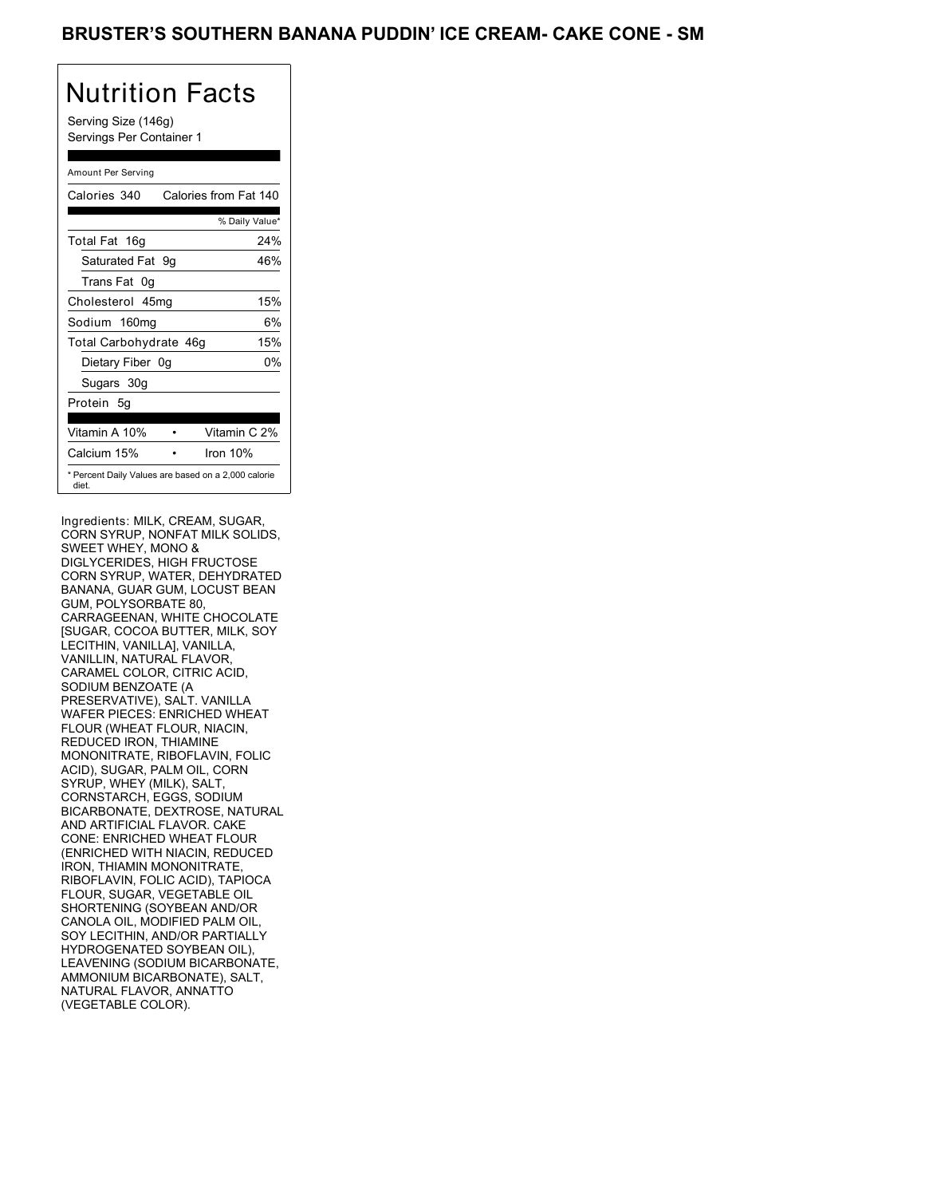# BRUSTER'S SOUTHERN BANANA PUDDIN' ICE CREAM- CAKE CONE - SM

## Nutrition Facts

Serving Size (146g)
Servings Per Container 1

| Amount Per Serving | |
|---|---|
| Calories 340 | Calories from Fat 140 |
| | % Daily Value* |
| Total Fat 16g | 24% |
| Saturated Fat 9g | 46% |
| Trans Fat 0g | |
| Cholesterol 45mg | 15% |
| Sodium 160mg | 6% |
| Total Carbohydrate 46g | 15% |
| Dietary Fiber 0g | 0% |
| Sugars 30g | |
| Protein 5g | |
| Vitamin A 10% | Vitamin C 2% |
| Calcium 15% | Iron 10% |

* Percent Daily Values are based on a 2,000 calorie diet.

Ingredients: MILK, CREAM, SUGAR, CORN SYRUP, NONFAT MILK SOLIDS, SWEET WHEY, MONO & DIGLYCERIDES, HIGH FRUCTOSE CORN SYRUP, WATER, DEHYDRATED BANANA, GUAR GUM, LOCUST BEAN GUM, POLYSORBATE 80, CARRAGEENAN, WHITE CHOCOLATE [SUGAR, COCOA BUTTER, MILK, SOY LECITHIN, VANILLA], VANILLA, VANILLIN, NATURAL FLAVOR, CARAMEL COLOR, CITRIC ACID, SODIUM BENZOATE (A PRESERVATIVE), SALT. VANILLA WAFER PIECES: ENRICHED WHEAT FLOUR (WHEAT FLOUR, NIACIN, REDUCED IRON, THIAMINE MONONITRATE, RIBOFLAVIN, FOLIC ACID), SUGAR, PALM OIL, CORN SYRUP, WHEY (MILK), SALT, CORNSTARCH, EGGS, SODIUM BICARBONATE, DEXTROSE, NATURAL AND ARTIFICIAL FLAVOR. CAKE CONE: ENRICHED WHEAT FLOUR (ENRICHED WITH NIACIN, REDUCED IRON, THIAMIN MONONITRATE, RIBOFLAVIN, FOLIC ACID), TAPIOCA FLOUR, SUGAR, VEGETABLE OIL SHORTENING (SOYBEAN AND/OR CANOLA OIL, MODIFIED PALM OIL, SOY LECITHIN, AND/OR PARTIALLY HYDROGENATED SOYBEAN OIL), LEAVENING (SODIUM BICARBONATE, AMMONIUM BICARBONATE), SALT, NATURAL FLAVOR, ANNATTO (VEGETABLE COLOR).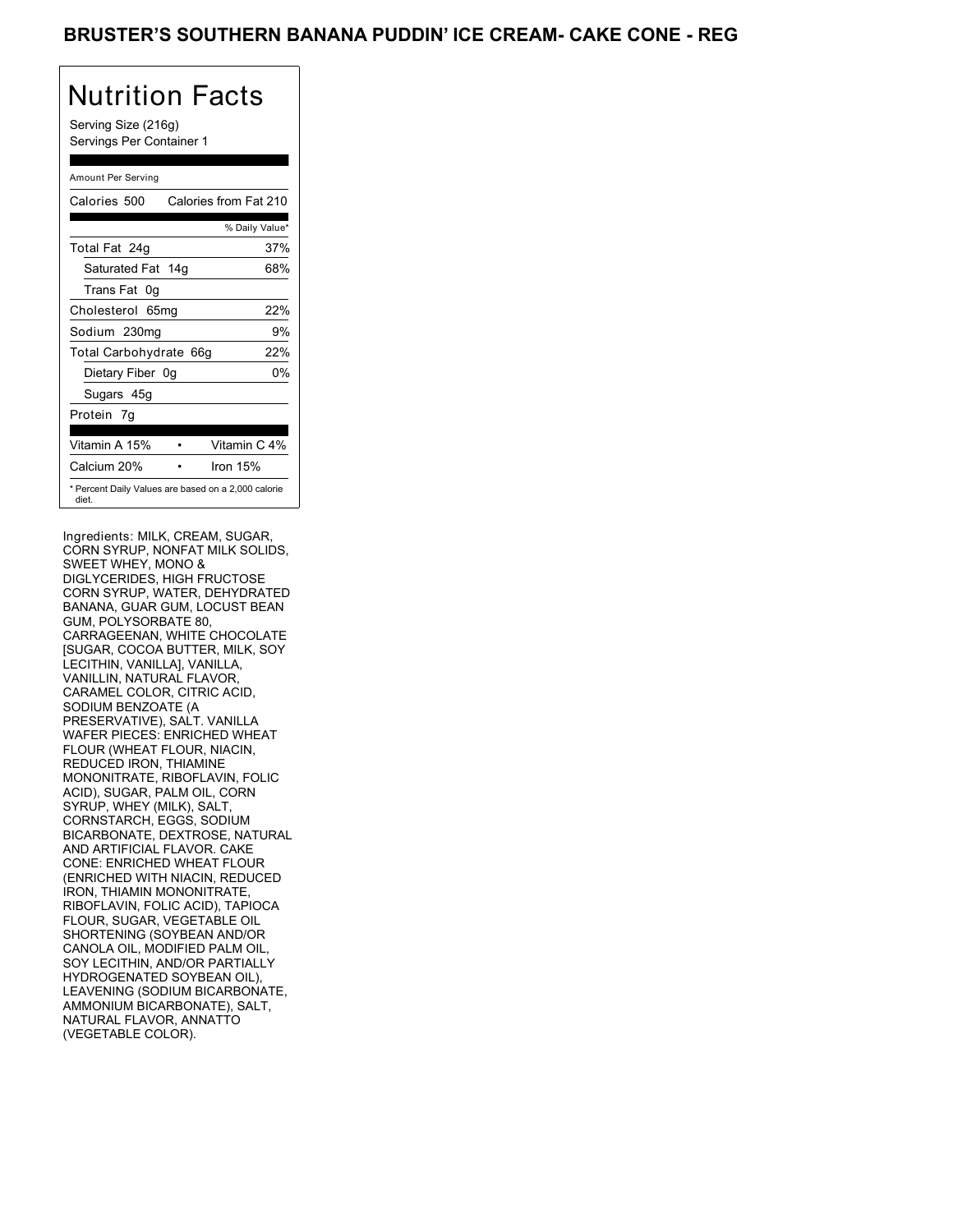# BRUSTER'S SOUTHERN BANANA PUDDIN' ICE CREAM- CAKE CONE - REG

## Nutrition Facts

Serving Size (216g)
Servings Per Container 1

| Amount Per Serving | |
|---|---|
| Calories 500 | Calories from Fat 210 |
| | % Daily Value* |
| Total Fat 24g | 37% |
| Saturated Fat 14g | 68% |
| Trans Fat 0g | |
| Cholesterol 65mg | 22% |
| Sodium 230mg | 9% |
| Total Carbohydrate 66g | 22% |
| Dietary Fiber 0g | 0% |
| Sugars 45g | |
| Protein 7g | |
| Vitamin A 15% | Vitamin C 4% |
| Calcium 20% | Iron 15% |

* Percent Daily Values are based on a 2,000 calorie diet.

Ingredients: MILK, CREAM, SUGAR, CORN SYRUP, NONFAT MILK SOLIDS, SWEET WHEY, MONO & DIGLYCERIDES, HIGH FRUCTOSE CORN SYRUP, WATER, DEHYDRATED BANANA, GUAR GUM, LOCUST BEAN GUM, POLYSORBATE 80, CARRAGEENAN, WHITE CHOCOLATE [SUGAR, COCOA BUTTER, MILK, SOY LECITHIN, VANILLA], VANILLA, VANILLIN, NATURAL FLAVOR, CARAMEL COLOR, CITRIC ACID, SODIUM BENZOATE (A PRESERVATIVE), SALT. VANILLA WAFER PIECES: ENRICHED WHEAT FLOUR (WHEAT FLOUR, NIACIN, REDUCED IRON, THIAMINE MONONITRATE, RIBOFLAVIN, FOLIC ACID), SUGAR, PALM OIL, CORN SYRUP, WHEY (MILK), SALT, CORNSTARCH, EGGS, SODIUM BICARBONATE, DEXTROSE, NATURAL AND ARTIFICIAL FLAVOR. CAKE CONE: ENRICHED WHEAT FLOUR (ENRICHED WITH NIACIN, REDUCED IRON, THIAMIN MONONITRATE, RIBOFLAVIN, FOLIC ACID), TAPIOCA FLOUR, SUGAR, VEGETABLE OIL SHORTENING (SOYBEAN AND/OR CANOLA OIL, MODIFIED PALM OIL, SOY LECITHIN, AND/OR PARTIALLY HYDROGENATED SOYBEAN OIL), LEAVENING (SODIUM BICARBONATE, AMMONIUM BICARBONATE), SALT, NATURAL FLAVOR, ANNATTO (VEGETABLE COLOR).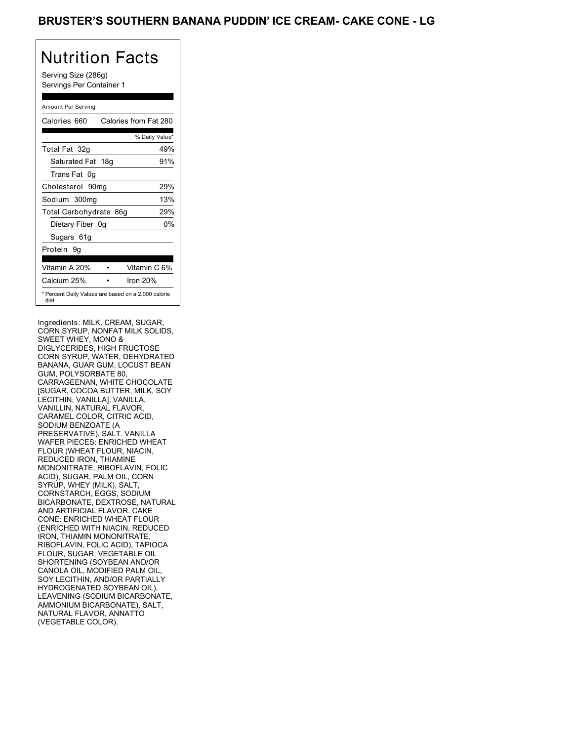# BRUSTER'S SOUTHERN BANANA PUDDIN' ICE CREAM- CAKE CONE - LG

## Nutrition Facts

Serving Size (286g)
Servings Per Container 1

Amount Per Serving

| Calories 660 | Calories from Fat 280 |
|---|---|
| | % Daily Value* |
| Total Fat 32g | 49% |
| Saturated Fat 18g | 91% |
| Trans Fat 0g | |
| Cholesterol 90mg | 29% |
| Sodium 300mg | 13% |
| Total Carbohydrate 86g | 29% |
| Dietary Fiber 0g | 0% |
| Sugars 61g | |
| Protein 9g | |
| Vitamin A 20% | Vitamin C 6% |
| Calcium 25% | Iron 20% |

* Percent Daily Values are based on a 2,000 calorie diet.

Ingredients: MILK, CREAM, SUGAR, CORN SYRUP, NONFAT MILK SOLIDS, SWEET WHEY, MONO & DIGLYCERIDES, HIGH FRUCTOSE CORN SYRUP, WATER, DEHYDRATED BANANA, GUAR GUM, LOCUST BEAN GUM, POLYSORBATE 80, CARRAGEENAN, WHITE CHOCOLATE [SUGAR, COCOA BUTTER, MILK, SOY LECITHIN, VANILLA], VANILLA, VANILLIN, NATURAL FLAVOR, CARAMEL COLOR, CITRIC ACID, SODIUM BENZOATE (A PRESERVATIVE), SALT. VANILLA WAFER PIECES: ENRICHED WHEAT FLOUR (WHEAT FLOUR, NIACIN, REDUCED IRON, THIAMINE MONONITRATE, RIBOFLAVIN, FOLIC ACID), SUGAR, PALM OIL, CORN SYRUP, WHEY (MILK), SALT, CORNSTARCH, EGGS, SODIUM BICARBONATE, DEXTROSE, NATURAL AND ARTIFICIAL FLAVOR. CAKE CONE: ENRICHED WHEAT FLOUR (ENRICHED WITH NIACIN, REDUCED IRON, THIAMIN MONONITRATE, RIBOFLAVIN, FOLIC ACID), TAPIOCA FLOUR, SUGAR, VEGETABLE OIL SHORTENING (SOYBEAN AND/OR CANOLA OIL, MODIFIED PALM OIL, SOY LECITHIN, AND/OR PARTIALLY HYDROGENATED SOYBEAN OIL), LEAVENING (SODIUM BICARBONATE, AMMONIUM BICARBONATE), SALT, NATURAL FLAVOR, ANNATTO (VEGETABLE COLOR).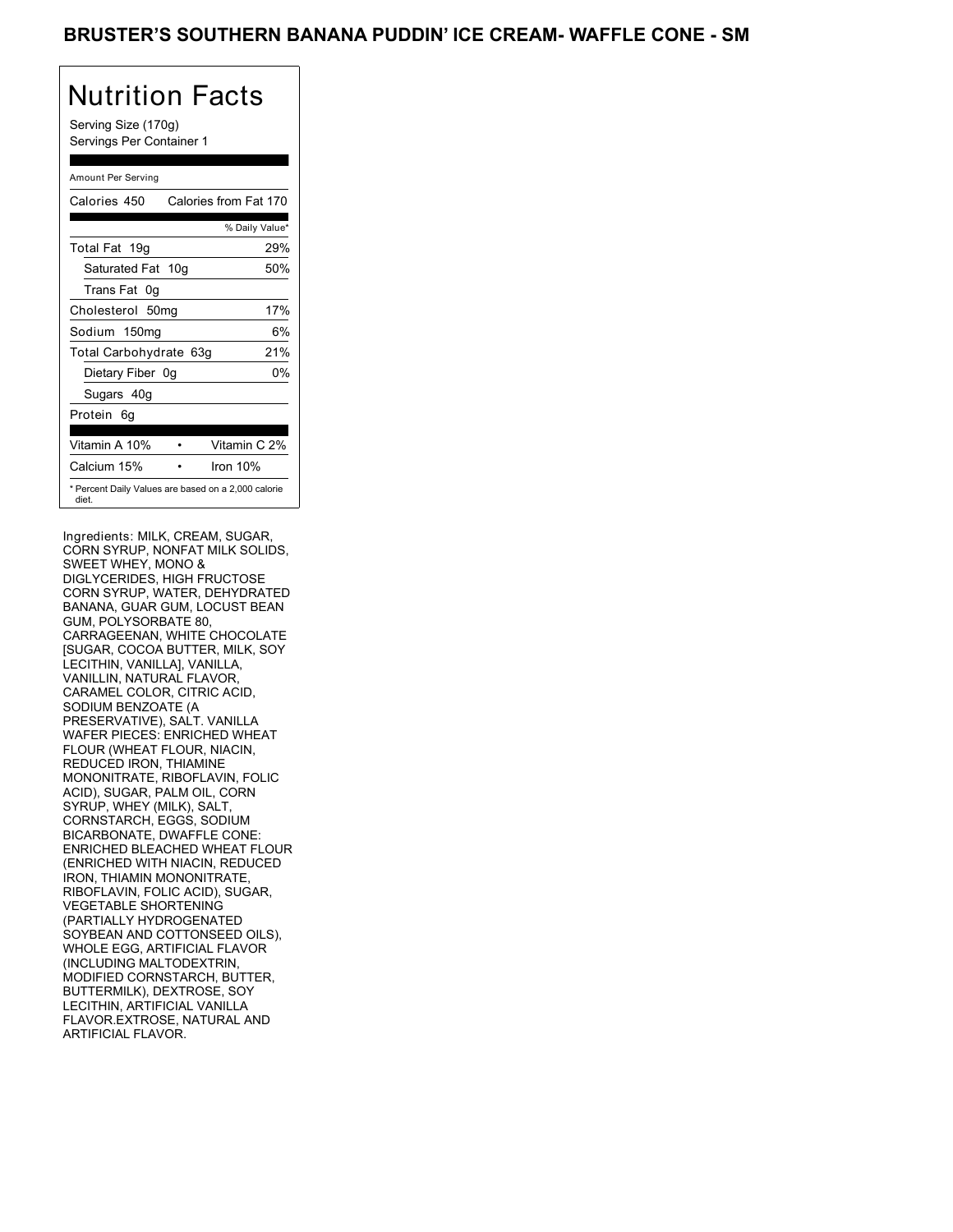# BRUSTER'S SOUTHERN BANANA PUDDIN' ICE CREAM- WAFFLE CONE - SM

## Nutrition Facts

Serving Size (170g)
Servings Per Container 1

Amount Per Serving

| Calories 450 | Calories from Fat 170 |
|---|---|
| | % Daily Value* |
| Total Fat 19g | 29% |
| Saturated Fat 10g | 50% |
| Trans Fat 0g | |
| Cholesterol 50mg | 17% |
| Sodium 150mg | 6% |
| Total Carbohydrate 63g | 21% |
| Dietary Fiber 0g | 0% |
| Sugars 40g | |
| Protein 6g | |

| Vitamin A 10% | • | Vitamin C 2% |
|---|---|---|
| Calcium 15% | • | Iron 10% |

* Percent Daily Values are based on a 2,000 calorie diet.

Ingredients: MILK, CREAM, SUGAR, CORN SYRUP, NONFAT MILK SOLIDS, SWEET WHEY, MONO & DIGLYCERIDES, HIGH FRUCTOSE CORN SYRUP, WATER, DEHYDRATED BANANA, GUAR GUM, LOCUST BEAN GUM, POLYSORBATE 80, CARRAGEENAN, WHITE CHOCOLATE [SUGAR, COCOA BUTTER, MILK, SOY LECITHIN, VANILLA], VANILLA, VANILLIN, NATURAL FLAVOR, CARAMEL COLOR, CITRIC ACID, SODIUM BENZOATE (A PRESERVATIVE), SALT. VANILLA WAFER PIECES: ENRICHED WHEAT FLOUR (WHEAT FLOUR, NIACIN, REDUCED IRON, THIAMINE MONONITRATE, RIBOFLAVIN, FOLIC ACID), SUGAR, PALM OIL, CORN SYRUP, WHEY (MILK), SALT, CORNSTARCH, EGGS, SODIUM BICARBONATE, DWAFFLE CONE: ENRICHED BLEACHED WHEAT FLOUR (ENRICHED WITH NIACIN, REDUCED IRON, THIAMIN MONONITRATE, RIBOFLAVIN, FOLIC ACID), SUGAR, VEGETABLE SHORTENING (PARTIALLY HYDROGENATED SOYBEAN AND COTTONSEED OILS), WHOLE EGG, ARTIFICIAL FLAVOR (INCLUDING MALTODEXTRIN, MODIFIED CORNSTARCH, BUTTER, BUTTERMILK), DEXTROSE, SOY LECITHIN, ARTIFICIAL VANILLA FLAVOR.EXTROSE, NATURAL AND ARTIFICIAL FLAVOR.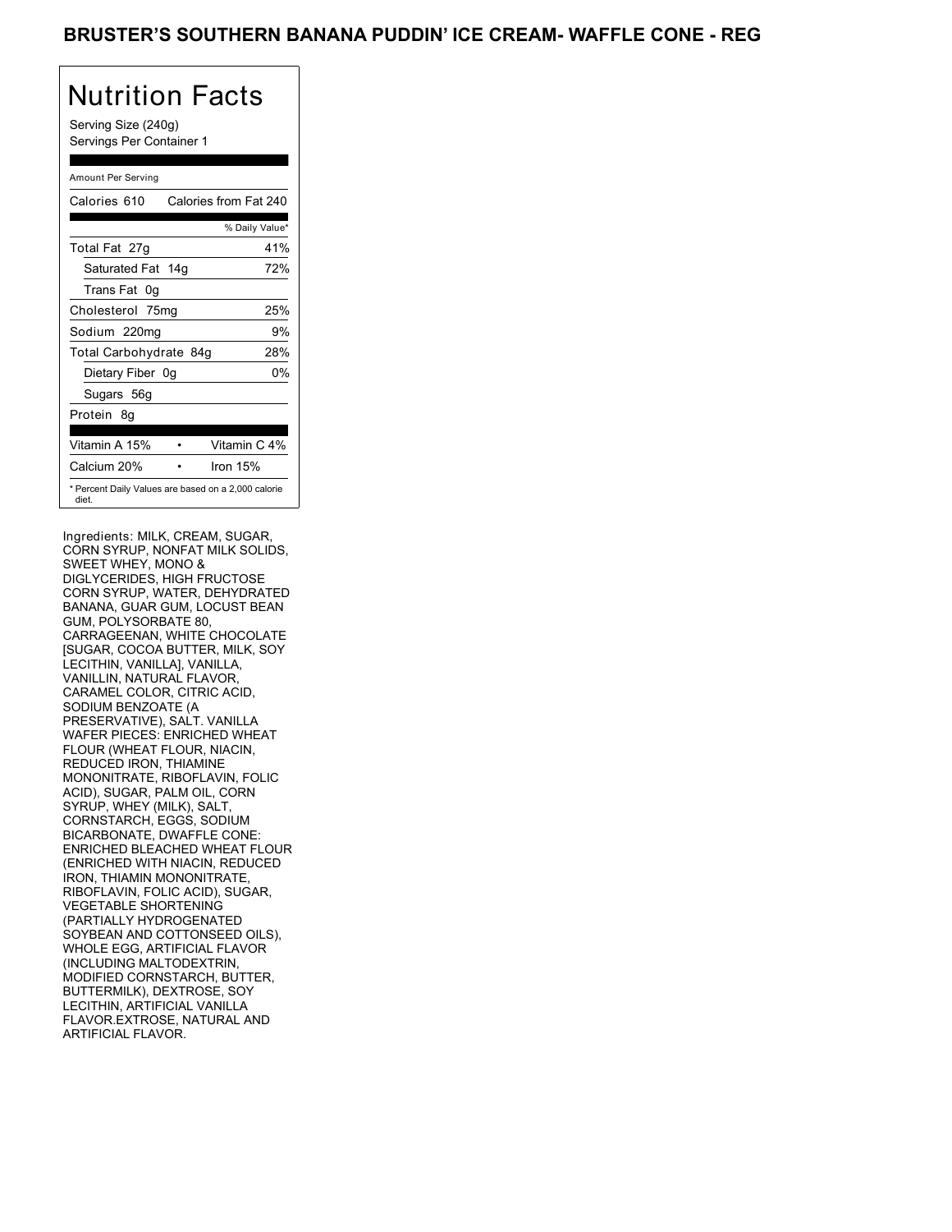# BRUSTER'S SOUTHERN BANANA PUDDIN' ICE CREAM- WAFFLE CONE - REG

## Nutrition Facts

Serving Size (240g)
Servings Per Container 1

Amount Per Serving

| Calories 610 | Calories from Fat 240 |
|---|---|
| | % Daily Value* |
| Total Fat 27g | 41% |
| Saturated Fat 14g | 72% |
| Trans Fat 0g | |
| Cholesterol 75mg | 25% |
| Sodium 220mg | 9% |
| Total Carbohydrate 84g | 28% |
| Dietary Fiber 0g | 0% |
| Sugars 56g | |
| Protein 8g | |

| Vitamin A 15% | Vitamin C 4% |
|---|---|
| Calcium 20% | Iron 15% |

* Percent Daily Values are based on a 2,000 calorie diet.

Ingredients: MILK, CREAM, SUGAR, CORN SYRUP, NONFAT MILK SOLIDS, SWEET WHEY, MONO & DIGLYCERIDES, HIGH FRUCTOSE CORN SYRUP, WATER, DEHYDRATED BANANA, GUAR GUM, LOCUST BEAN GUM, POLYSORBATE 80, CARRAGEENAN, WHITE CHOCOLATE [SUGAR, COCOA BUTTER, MILK, SOY LECITHIN, VANILLA], VANILLA, VANILLIN, NATURAL FLAVOR, CARAMEL COLOR, CITRIC ACID, SODIUM BENZOATE (A PRESERVATIVE), SALT. VANILLA WAFER PIECES: ENRICHED WHEAT FLOUR (WHEAT FLOUR, NIACIN, REDUCED IRON, THIAMINE MONONITRATE, RIBOFLAVIN, FOLIC ACID), SUGAR, PALM OIL, CORN SYRUP, WHEY (MILK), SALT, CORNSTARCH, EGGS, SODIUM BICARBONATE, DWAFFLE CONE: ENRICHED BLEACHED WHEAT FLOUR (ENRICHED WITH NIACIN, REDUCED IRON, THIAMIN MONONITRATE, RIBOFLAVIN, FOLIC ACID), SUGAR, VEGETABLE SHORTENING (PARTIALLY HYDROGENATED SOYBEAN AND COTTONSEED OILS), WHOLE EGG, ARTIFICIAL FLAVOR (INCLUDING MALTODEXTRIN, MODIFIED CORNSTARCH, BUTTER, BUTTERMILK), DEXTROSE, SOY LECITHIN, ARTIFICIAL VANILLA FLAVOR.EXTROSE, NATURAL AND ARTIFICIAL FLAVOR.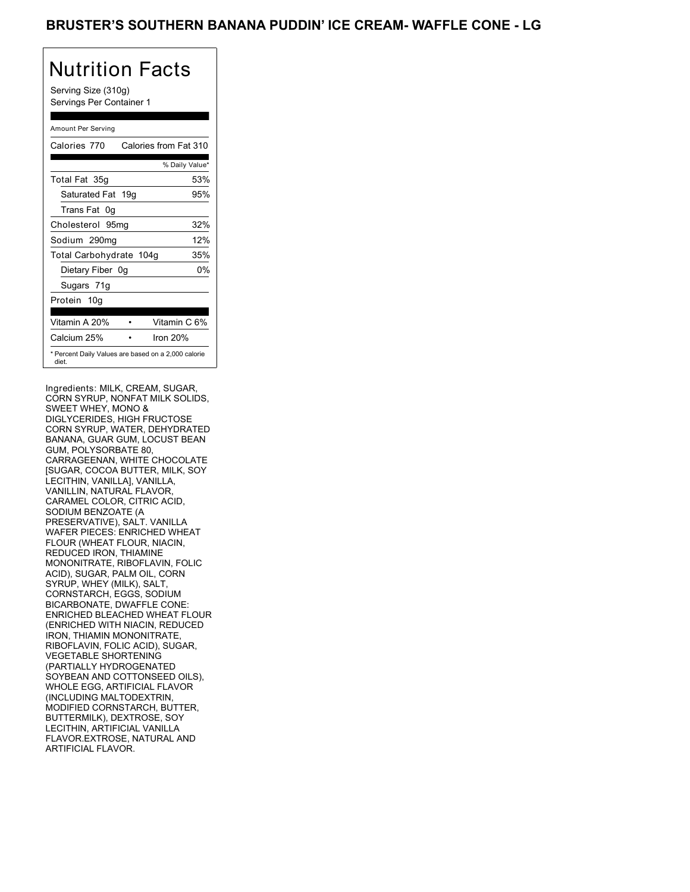# BRUSTER'S SOUTHERN BANANA PUDDIN' ICE CREAM- WAFFLE CONE - LG

## Nutrition Facts

Serving Size (310g)
Servings Per Container 1

Amount Per Serving

| | |
|---|---|
| Calories 770 | Calories from Fat 310 |
| | % Daily Value* |
| Total Fat 35g | 53% |
| Saturated Fat 19g | 95% |
| Trans Fat 0g | |
| Cholesterol 95mg | 32% |
| Sodium 290mg | 12% |
| Total Carbohydrate 104g | 35% |
| Dietary Fiber 0g | 0% |
| Sugars 71g | |
| Protein 10g | |
| Vitamin A 20% • | Vitamin C 6% |
| Calcium 25% • | Iron 20% |

* Percent Daily Values are based on a 2,000 calorie diet.

Ingredients: MILK, CREAM, SUGAR, CORN SYRUP, NONFAT MILK SOLIDS, SWEET WHEY, MONO & DIGLYCERIDES, HIGH FRUCTOSE CORN SYRUP, WATER, DEHYDRATED BANANA, GUAR GUM, LOCUST BEAN GUM, POLYSORBATE 80, CARRAGEENAN, WHITE CHOCOLATE [SUGAR, COCOA BUTTER, MILK, SOY LECITHIN, VANILLA], VANILLA, VANILLIN, NATURAL FLAVOR, CARAMEL COLOR, CITRIC ACID, SODIUM BENZOATE (A PRESERVATIVE), SALT. VANILLA WAFER PIECES: ENRICHED WHEAT FLOUR (WHEAT FLOUR, NIACIN, REDUCED IRON, THIAMINE MONONITRATE, RIBOFLAVIN, FOLIC ACID), SUGAR, PALM OIL, CORN SYRUP, WHEY (MILK), SALT, CORNSTARCH, EGGS, SODIUM BICARBONATE, DWAFFLE CONE: ENRICHED BLEACHED WHEAT FLOUR (ENRICHED WITH NIACIN, REDUCED IRON, THIAMIN MONONITRATE, RIBOFLAVIN, FOLIC ACID), SUGAR, VEGETABLE SHORTENING (PARTIALLY HYDROGENATED SOYBEAN AND COTTONSEED OILS), WHOLE EGG, ARTIFICIAL FLAVOR (INCLUDING MALTODEXTRIN, MODIFIED CORNSTARCH, BUTTER, BUTTERMILK), DEXTROSE, SOY LECITHIN, ARTIFICIAL VANILLA FLAVOR.EXTROSE, NATURAL AND ARTIFICIAL FLAVOR.